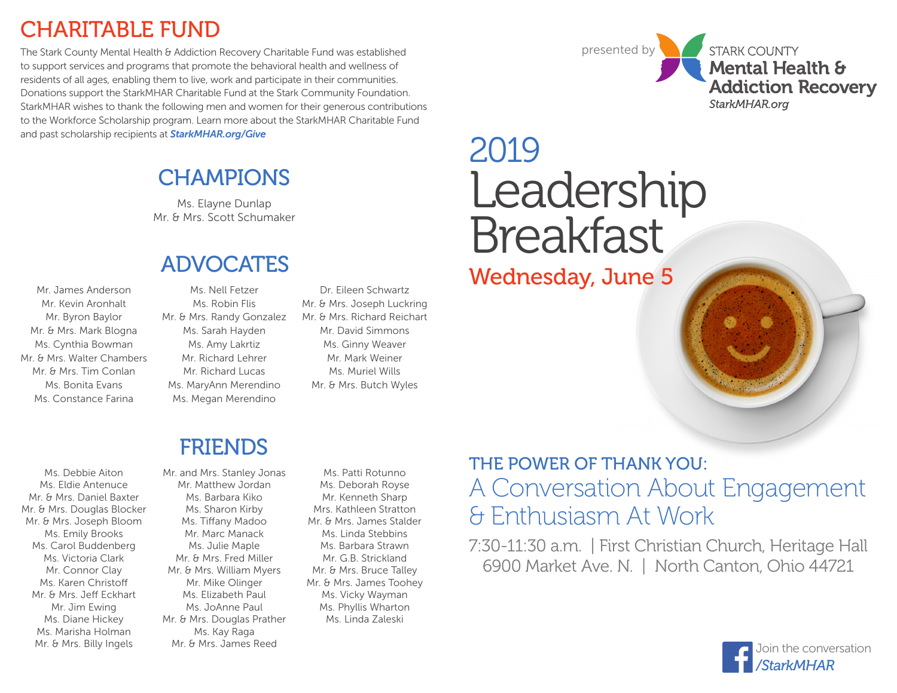# CHARITABLE FUND

The Stark County Mental Health & Addiction Recovery Charitable Fund was established to support services and programs that promote the behavioral health and wellness of residents of all ages, enabling them to live, work and participate in their communities. Donations support the StarkMHAR Charitable Fund at the Stark Community Foundation. StarkMHAR wishes to thank the following men and women for their generous contributions to the Workforce Scholarship program. Learn more about the StarkMHAR Charitable Fund and past scholarship recipients at ***StarkMHAR.org/Give***

## CHAMPIONS

Ms. Elayne Dunlap
Mr. & Mrs. Scott Schumaker

## ADVOCATES

Mr. James Anderson
Mr. Kevin Aronhalt
Mr. Byron Baylor
Mr. & Mrs. Mark Blogna
Ms. Cynthia Bowman
Mr. & Mrs. Walter Chambers
Mr. & Mrs. Tim Conlan
Ms. Bonita Evans
Ms. Constance Farina
Ms. Nell Fetzer
Ms. Robin Flis
Mr. & Mrs. Randy Gonzalez
Ms. Sarah Hayden
Ms. Amy Lakrtiz
Mr. Richard Lehrer
Mr. Richard Lucas
Ms. MaryAnn Merendino
Ms. Megan Merendino
Dr. Eileen Schwartz
Mr. & Mrs. Joseph Luckring
Mr. & Mrs. Richard Reichart
Mr. David Simmons
Ms. Ginny Weaver
Mr. Mark Weiner
Ms. Muriel Wills
Mr. & Mrs. Butch Wyles

## FRIENDS

Ms. Debbie Aiton
Ms. Eldie Antenuce
Mr. & Mrs. Daniel Baxter
Mr. & Mrs. Douglas Blocker
Mr. & Mrs. Joseph Bloom
Ms. Emily Brooks
Ms. Carol Buddenberg
Ms. Victoria Clark
Mr. Connor Clay
Ms. Karen Christoff
Mr. & Mrs. Jeff Eckhart
Mr. Jim Ewing
Ms. Diane Hickey
Ms. Marisha Holman
Mr. & Mrs. Billy Ingels
Mr. and Mrs. Stanley Jonas
Mr. Matthew Jordan
Ms. Barbara Kiko
Ms. Sharon Kirby
Ms. Tiffany Madoo
Mr. Marc Manack
Ms. Julie Maple
Mr. & Mrs. Fred Miller
Mr. & Mrs. William Myers
Mr. Mike Olinger
Ms. Elizabeth Paul
Ms. JoAnne Paul
Mr. & Mrs. Douglas Prather
Ms. Kay Raga
Mr. & Mrs. James Reed
Ms. Patti Rotunno
Ms. Deborah Royse
Mr. Kenneth Sharp
Mrs. Kathleen Stratton
Mr. & Mrs. James Stalder
Ms. Linda Stebbins
Ms. Barbara Strawn
Mr. G.B. Strickland
Mr. & Mrs. Bruce Talley
Mr. & Mrs. James Toohey
Ms. Vicky Wayman
Ms. Phyllis Wharton
Ms. Linda Zaleski

presented by STARK COUNTY **Mental Health & Addiction Recovery**
*StarkMHAR.org*

# 2019 Leadership Breakfast

## Wednesday, June 5

### THE POWER OF THANK YOU:
### A Conversation About Engagement & Enthusiasm At Work

7:30-11:30 a.m. | First Christian Church, Heritage Hall
6900 Market Ave. N. | North Canton, Ohio 44721

Join the conversation
*/StarkMHAR*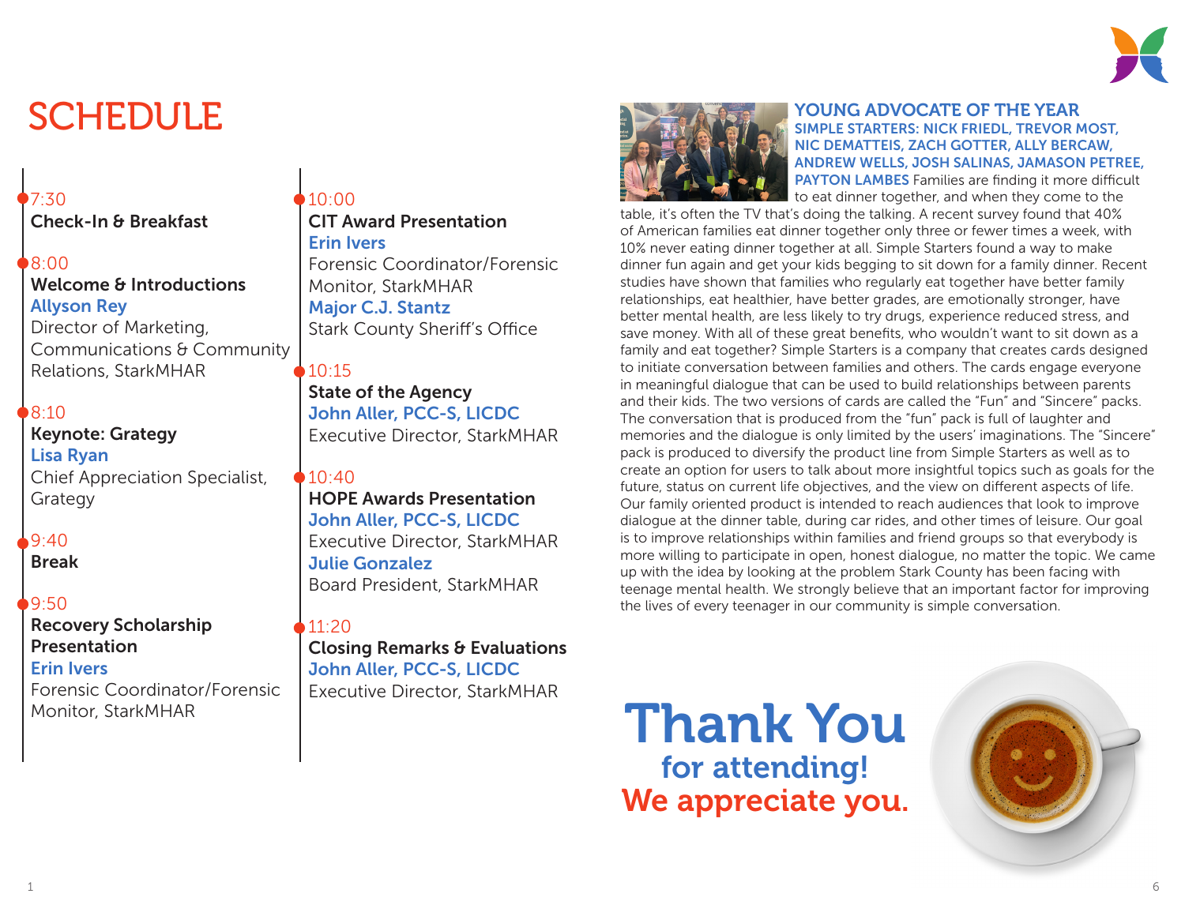# SCHEDULE

7:30
**Check-In & Breakfast**

8:00
**Welcome & Introductions**
**Allyson Rey**
Director of Marketing, Communications & Community Relations, StarkMHAR

8:10
**Keynote: Grategy**
**Lisa Ryan**
Chief Appreciation Specialist, Grategy

9:40
**Break**

9:50
**Recovery Scholarship Presentation**
**Erin Ivers**
Forensic Coordinator/Forensic Monitor, StarkMHAR

10:00
**CIT Award Presentation**
**Erin Ivers**
Forensic Coordinator/Forensic Monitor, StarkMHAR
**Major C.J. Stantz**
Stark County Sheriff's Office

10:15
**State of the Agency**
**John Aller, PCC-S, LICDC**
Executive Director, StarkMHAR

10:40
**HOPE Awards Presentation**
**John Aller, PCC-S, LICDC**
Executive Director, StarkMHAR
**Julie Gonzalez**
Board President, StarkMHAR

11:20
**Closing Remarks & Evaluations**
**John Aller, PCC-S, LICDC**
Executive Director, StarkMHAR

## YOUNG ADVOCATE OF THE YEAR

**SIMPLE STARTERS: NICK FRIEDL, TREVOR MOST, NIC DEMATTEIS, ZACH GOTTER, ALLY BERCAW, ANDREW WELLS, JOSH SALINAS, JAMASON PETREE, PAYTON LAMBES** Families are finding it more difficult to eat dinner together, and when they come to the table, it's often the TV that's doing the talking. A recent survey found that 40% of American families eat dinner together only three or fewer times a week, with 10% never eating dinner together at all. Simple Starters found a way to make dinner fun again and get your kids begging to sit down for a family dinner. Recent studies have shown that families who regularly eat together have better family relationships, eat healthier, have better grades, are emotionally stronger, have better mental health, are less likely to try drugs, experience reduced stress, and save money. With all of these great benefits, who wouldn't want to sit down as a family and eat together? Simple Starters is a company that creates cards designed to initiate conversation between families and others. The cards engage everyone in meaningful dialogue that can be used to build relationships between parents and their kids. The two versions of cards are called the "Fun" and "Sincere" packs. The conversation that is produced from the "fun" pack is full of laughter and memories and the dialogue is only limited by the users' imaginations. The "Sincere" pack is produced to diversify the product line from Simple Starters as well as to create an option for users to talk about more insightful topics such as goals for the future, status on current life objectives, and the view on different aspects of life. Our family oriented product is intended to reach audiences that look to improve dialogue at the dinner table, during car rides, and other times of leisure. Our goal is to improve relationships within families and friend groups so that everybody is more willing to participate in open, honest dialogue, no matter the topic. We came up with the idea by looking at the problem Stark County has been facing with teenage mental health. We strongly believe that an important factor for improving the lives of every teenager in our community is simple conversation.

# Thank You
**for attending!**
**We appreciate you.**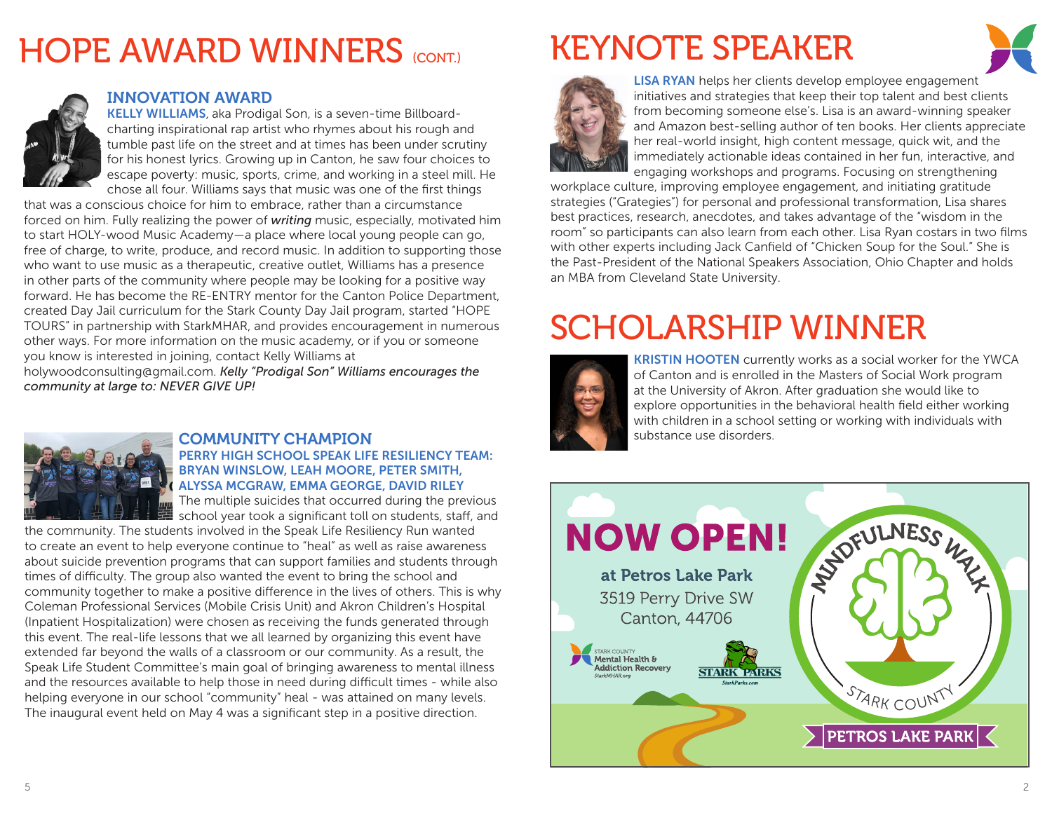# HOPE AWARD WINNERS (CONT.)

## INNOVATION AWARD

**KELLY WILLIAMS**, aka Prodigal Son, is a seven-time Billboard-charting inspirational rap artist who rhymes about his rough and tumble past life on the street and at times has been under scrutiny for his honest lyrics. Growing up in Canton, he saw four choices to escape poverty: music, sports, crime, and working in a steel mill. He chose all four. Williams says that music was one of the first things that was a conscious choice for him to embrace, rather than a circumstance forced on him. Fully realizing the power of ***writing*** music, especially, motivated him to start HOLY-wood Music Academy—a place where local young people can go, free of charge, to write, produce, and record music. In addition to supporting those who want to use music as a therapeutic, creative outlet, Williams has a presence in other parts of the community where people may be looking for a positive way forward. He has become the RE-ENTRY mentor for the Canton Police Department, created Day Jail curriculum for the Stark County Day Jail program, started "HOPE TOURS" in partnership with StarkMHAR, and provides encouragement in numerous other ways. For more information on the music academy, or if you or someone you know is interested in joining, contact Kelly Williams at holywoodconsulting@gmail.com. *Kelly "Prodigal Son" Williams encourages the community at large to: NEVER GIVE UP!*

## COMMUNITY CHAMPION

**PERRY HIGH SCHOOL SPEAK LIFE RESILIENCY TEAM: BRYAN WINSLOW, LEAH MOORE, PETER SMITH, ALYSSA MCGRAW, EMMA GEORGE, DAVID RILEY**

The multiple suicides that occurred during the previous school year took a significant toll on students, staff, and the community. The students involved in the Speak Life Resiliency Run wanted to create an event to help everyone continue to "heal" as well as raise awareness about suicide prevention programs that can support families and students through times of difficulty. The group also wanted the event to bring the school and community together to make a positive difference in the lives of others. This is why Coleman Professional Services (Mobile Crisis Unit) and Akron Children's Hospital (Inpatient Hospitalization) were chosen as receiving the funds generated through this event. The real-life lessons that we all learned by organizing this event have extended far beyond the walls of a classroom or our community. As a result, the Speak Life Student Committee's main goal of bringing awareness to mental illness and the resources available to help those in need during difficult times - while also helping everyone in our school "community" heal - was attained on many levels. The inaugural event held on May 4 was a significant step in a positive direction.

# KEYNOTE SPEAKER

**LISA RYAN** helps her clients develop employee engagement initiatives and strategies that keep their top talent and best clients from becoming someone else's. Lisa is an award-winning speaker and Amazon best-selling author of ten books. Her clients appreciate her real-world insight, high content message, quick wit, and the immediately actionable ideas contained in her fun, interactive, and engaging workshops and programs. Focusing on strengthening workplace culture, improving employee engagement, and initiating gratitude strategies ("Grategies") for personal and professional transformation, Lisa shares best practices, research, anecdotes, and takes advantage of the "wisdom in the room" so participants can also learn from each other. Lisa Ryan costars in two films with other experts including Jack Canfield of "Chicken Soup for the Soul." She is the Past-President of the National Speakers Association, Ohio Chapter and holds an MBA from Cleveland State University.

# SCHOLARSHIP WINNER

**KRISTIN HOOTEN** currently works as a social worker for the YWCA of Canton and is enrolled in the Masters of Social Work program at the University of Akron. After graduation she would like to explore opportunities in the behavioral health field either working with children in a school setting or working with individuals with substance use disorders.

**NOW OPEN!**

**at Petros Lake Park**
3519 Perry Drive SW
Canton, 44706

Stark County Mental Health & Addiction Recovery — StarkMHAR.org
Stark Parks — StarkParks.com

MINDFULNESS WALK — STARK COUNTY — PETROS LAKE PARK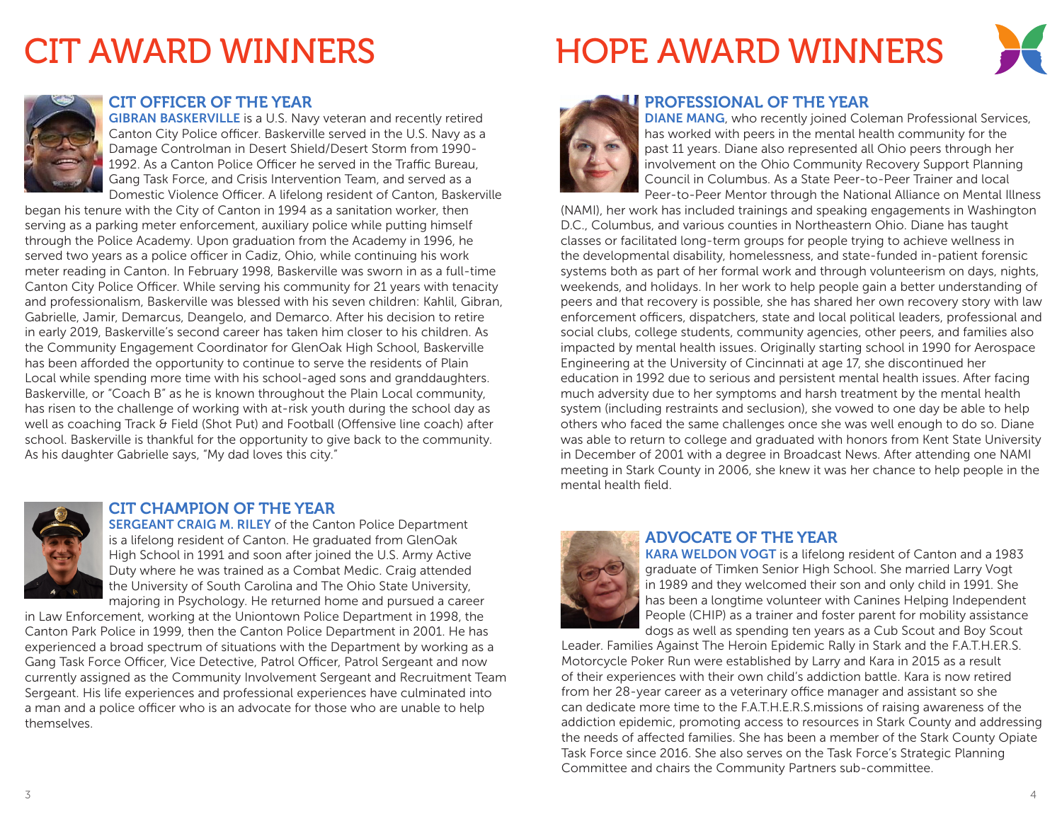# CIT AWARD WINNERS

## CIT OFFICER OF THE YEAR

**GIBRAN BASKERVILLE** is a U.S. Navy veteran and recently retired Canton City Police officer. Baskerville served in the U.S. Navy as a Damage Controlman in Desert Shield/Desert Storm from 1990-1992. As a Canton Police Officer he served in the Traffic Bureau, Gang Task Force, and Crisis Intervention Team, and served as a Domestic Violence Officer. A lifelong resident of Canton, Baskerville began his tenure with the City of Canton in 1994 as a sanitation worker, then serving as a parking meter enforcement, auxiliary police while putting himself through the Police Academy. Upon graduation from the Academy in 1996, he served two years as a police officer in Cadiz, Ohio, while continuing his work meter reading in Canton. In February 1998, Baskerville was sworn in as a full-time Canton City Police Officer. While serving his community for 21 years with tenacity and professionalism, Baskerville was blessed with his seven children: Kahlil, Gibran, Gabrielle, Jamir, Demarcus, Deangelo, and Demarco. After his decision to retire in early 2019, Baskerville's second career has taken him closer to his children. As the Community Engagement Coordinator for GlenOak High School, Baskerville has been afforded the opportunity to continue to serve the residents of Plain Local while spending more time with his school-aged sons and granddaughters. Baskerville, or "Coach B" as he is known throughout the Plain Local community, has risen to the challenge of working with at-risk youth during the school day as well as coaching Track & Field (Shot Put) and Football (Offensive line coach) after school. Baskerville is thankful for the opportunity to give back to the community. As his daughter Gabrielle says, "My dad loves this city."

## CIT CHAMPION OF THE YEAR

**SERGEANT CRAIG M. RILEY** of the Canton Police Department is a lifelong resident of Canton. He graduated from GlenOak High School in 1991 and soon after joined the U.S. Army Active Duty where he was trained as a Combat Medic. Craig attended the University of South Carolina and The Ohio State University, majoring in Psychology. He returned home and pursued a career in Law Enforcement, working at the Uniontown Police Department in 1998, the Canton Park Police in 1999, then the Canton Police Department in 2001. He has experienced a broad spectrum of situations with the Department by working as a Gang Task Force Officer, Vice Detective, Patrol Officer, Patrol Sergeant and now currently assigned as the Community Involvement Sergeant and Recruitment Team Sergeant. His life experiences and professional experiences have culminated into a man and a police officer who is an advocate for those who are unable to help themselves.

# HOPE AWARD WINNERS

## PROFESSIONAL OF THE YEAR

**DIANE MANG**, who recently joined Coleman Professional Services, has worked with peers in the mental health community for the past 11 years. Diane also represented all Ohio peers through her involvement on the Ohio Community Recovery Support Planning Council in Columbus. As a State Peer-to-Peer Trainer and local Peer-to-Peer Mentor through the National Alliance on Mental Illness (NAMI), her work has included trainings and speaking engagements in Washington D.C., Columbus, and various counties in Northeastern Ohio. Diane has taught classes or facilitated long-term groups for people trying to achieve wellness in the developmental disability, homelessness, and state-funded in-patient forensic systems both as part of her formal work and through volunteerism on days, nights, weekends, and holidays. In her work to help people gain a better understanding of peers and that recovery is possible, she has shared her own recovery story with law enforcement officers, dispatchers, state and local political leaders, professional and social clubs, college students, community agencies, other peers, and families also impacted by mental health issues. Originally starting school in 1990 for Aerospace Engineering at the University of Cincinnati at age 17, she discontinued her education in 1992 due to serious and persistent mental health issues. After facing much adversity due to her symptoms and harsh treatment by the mental health system (including restraints and seclusion), she vowed to one day be able to help others who faced the same challenges once she was well enough to do so. Diane was able to return to college and graduated with honors from Kent State University in December of 2001 with a degree in Broadcast News. After attending one NAMI meeting in Stark County in 2006, she knew it was her chance to help people in the mental health field.

## ADVOCATE OF THE YEAR

**KARA WELDON VOGT** is a lifelong resident of Canton and a 1983 graduate of Timken Senior High School. She married Larry Vogt in 1989 and they welcomed their son and only child in 1991. She has been a longtime volunteer with Canines Helping Independent People (CHIP) as a trainer and foster parent for mobility assistance dogs as well as spending ten years as a Cub Scout and Boy Scout Leader. Families Against The Heroin Epidemic Rally in Stark and the F.A.T.H.ER.S. Motorcycle Poker Run were established by Larry and Kara in 2015 as a result of their experiences with their own child's addiction battle. Kara is now retired from her 28-year career as a veterinary office manager and assistant so she can dedicate more time to the F.A.T.H.E.R.S.missions of raising awareness of the addiction epidemic, promoting access to resources in Stark County and addressing the needs of affected families. She has been a member of the Stark County Opiate Task Force since 2016. She also serves on the Task Force's Strategic Planning Committee and chairs the Community Partners sub-committee.